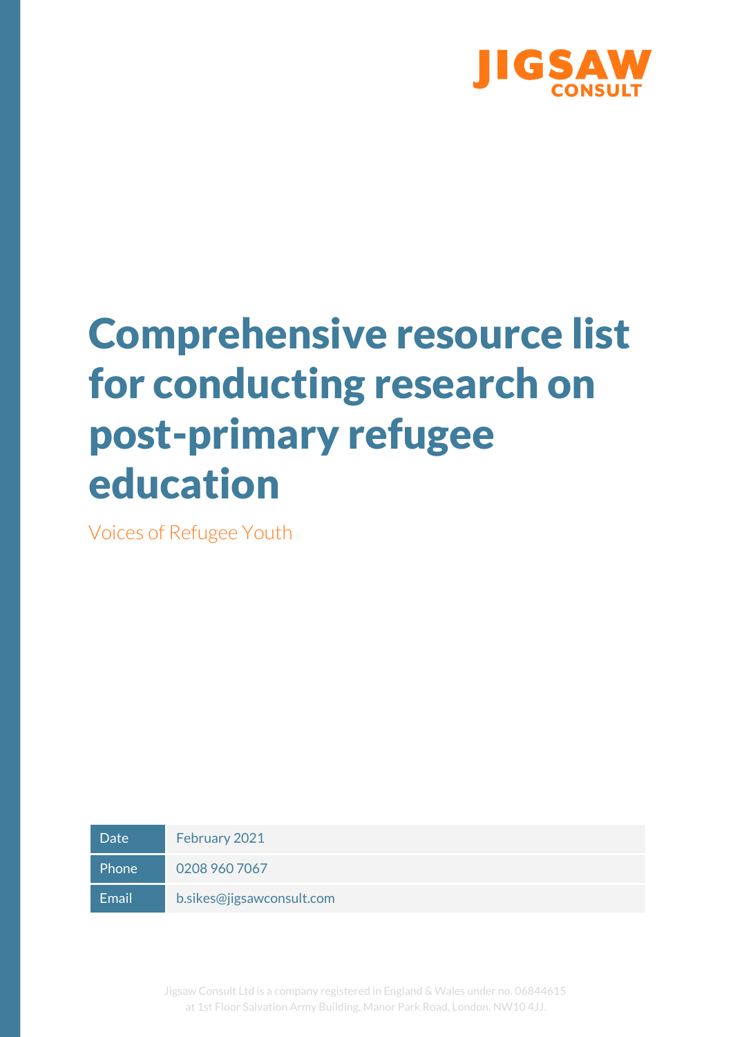JIGSAW CONSULT

# Comprehensive resource list for conducting research on post-primary refugee education

Voices of Refugee Youth

| Date | February 2021 |
| --- | --- |
| Phone | 0208 960 7067 |
| Email | b.sikes@jigsawconsult.com |

Jigsaw Consult Ltd is a company registered in England & Wales under no. 06844615 at 1st Floor Salvation Army Building, Manor Park Road, London, NW10 4JJ.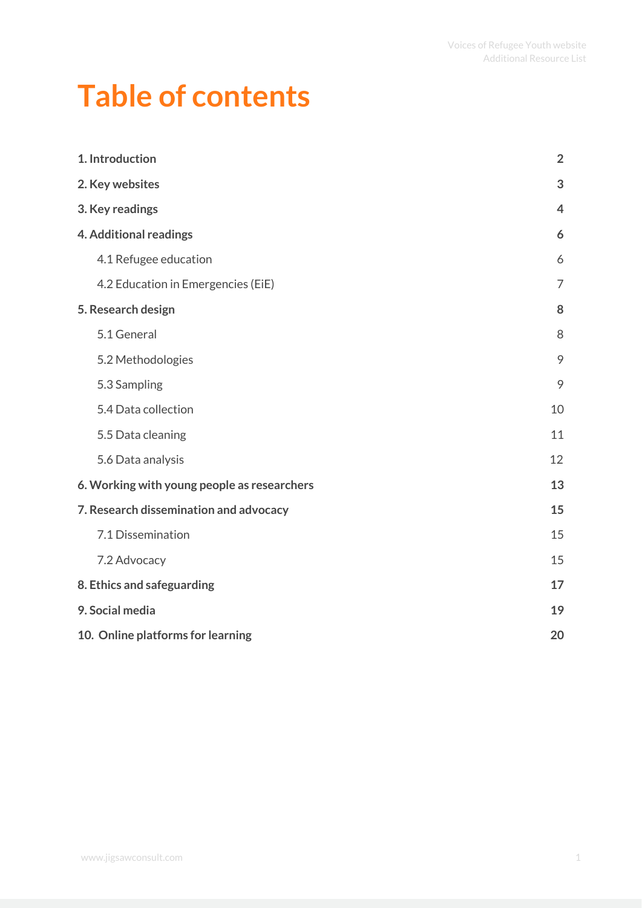# Table of contents

| | |
|---|---|
| **1. Introduction** | **2** |
| **2. Key websites** | **3** |
| **3. Key readings** | **4** |
| **4. Additional readings** | **6** |
| 4.1 Refugee education | 6 |
| 4.2 Education in Emergencies (EiE) | 7 |
| **5. Research design** | **8** |
| 5.1 General | 8 |
| 5.2 Methodologies | 9 |
| 5.3 Sampling | 9 |
| 5.4 Data collection | 10 |
| 5.5 Data cleaning | 11 |
| 5.6 Data analysis | 12 |
| **6. Working with young people as researchers** | **13** |
| **7. Research dissemination and advocacy** | **15** |
| 7.1 Dissemination | 15 |
| 7.2 Advocacy | 15 |
| **8. Ethics and safeguarding** | **17** |
| **9. Social media** | **19** |
| **10. Online platforms for learning** | **20** |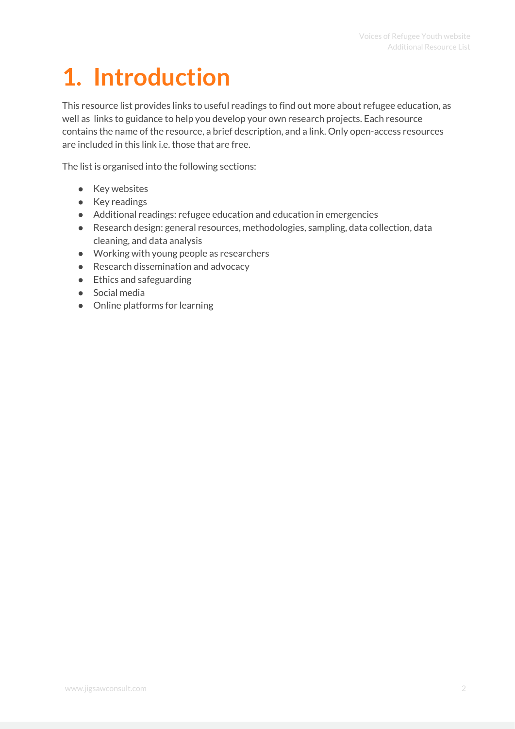# 1. Introduction

This resource list provides links to useful readings to find out more about refugee education, as well as links to guidance to help you develop your own research projects. Each resource contains the name of the resource, a brief description, and a link. Only open-access resources are included in this link i.e. those that are free.

The list is organised into the following sections:

- Key websites
- Key readings
- Additional readings: refugee education and education in emergencies
- Research design: general resources, methodologies, sampling, data collection, data cleaning, and data analysis
- Working with young people as researchers
- Research dissemination and advocacy
- Ethics and safeguarding
- Social media
- Online platforms for learning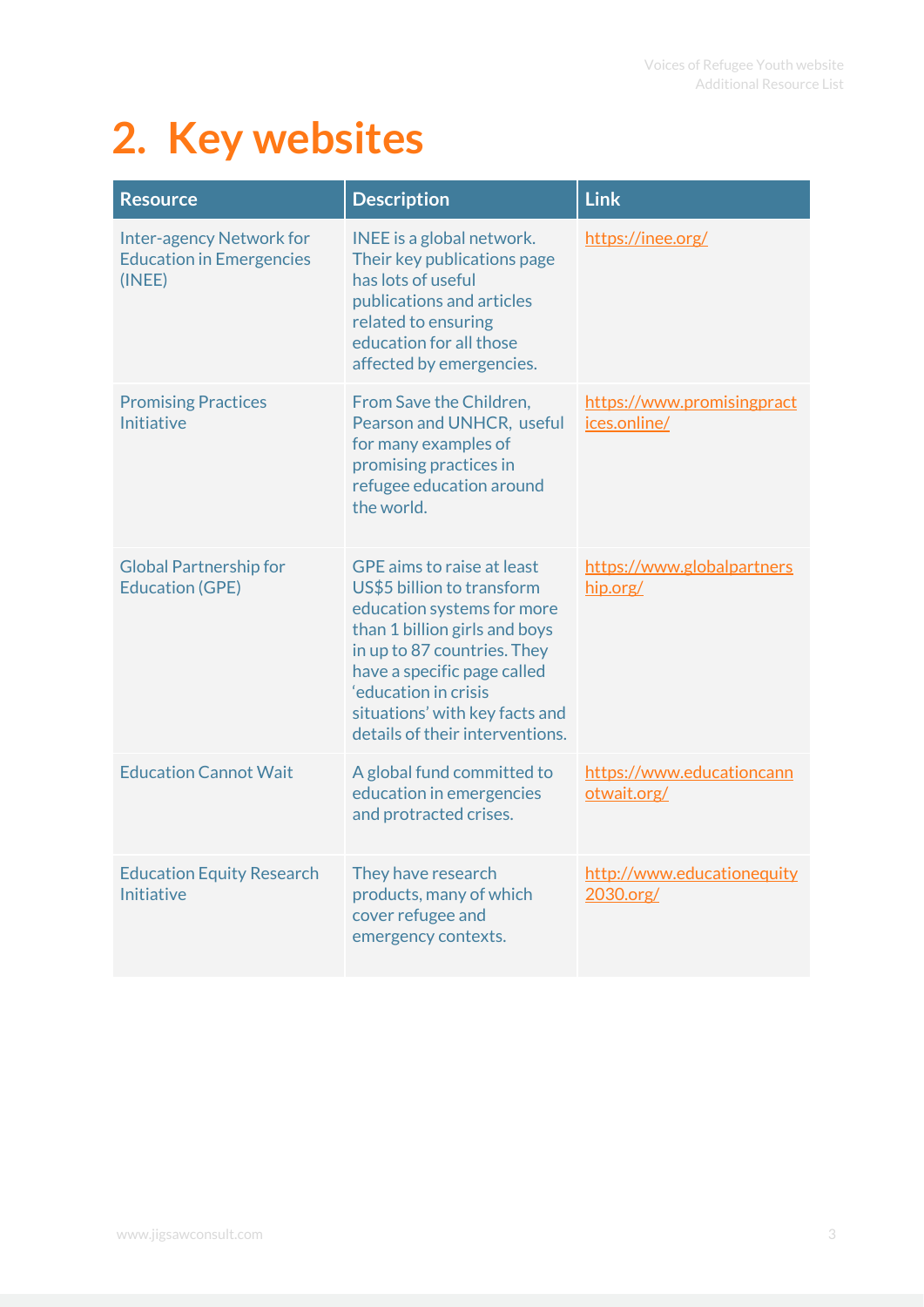# 2. Key websites

| Resource | Description | Link |
| --- | --- | --- |
| Inter-agency Network for Education in Emergencies (INEE) | INEE is a global network. Their key publications page has lots of useful publications and articles related to ensuring education for all those affected by emergencies. | https://inee.org/ |
| Promising Practices Initiative | From Save the Children, Pearson and UNHCR, useful for many examples of promising practices in refugee education around the world. | https://www.promisingpractices.online/ |
| Global Partnership for Education (GPE) | GPE aims to raise at least US$5 billion to transform education systems for more than 1 billion girls and boys in up to 87 countries. They have a specific page called 'education in crisis situations' with key facts and details of their interventions. | https://www.globalpartnership.org/ |
| Education Cannot Wait | A global fund committed to education in emergencies and protracted crises. | https://www.educationcannotwait.org/ |
| Education Equity Research Initiative | They have research products, many of which cover refugee and emergency contexts. | http://www.educationequity2030.org/ |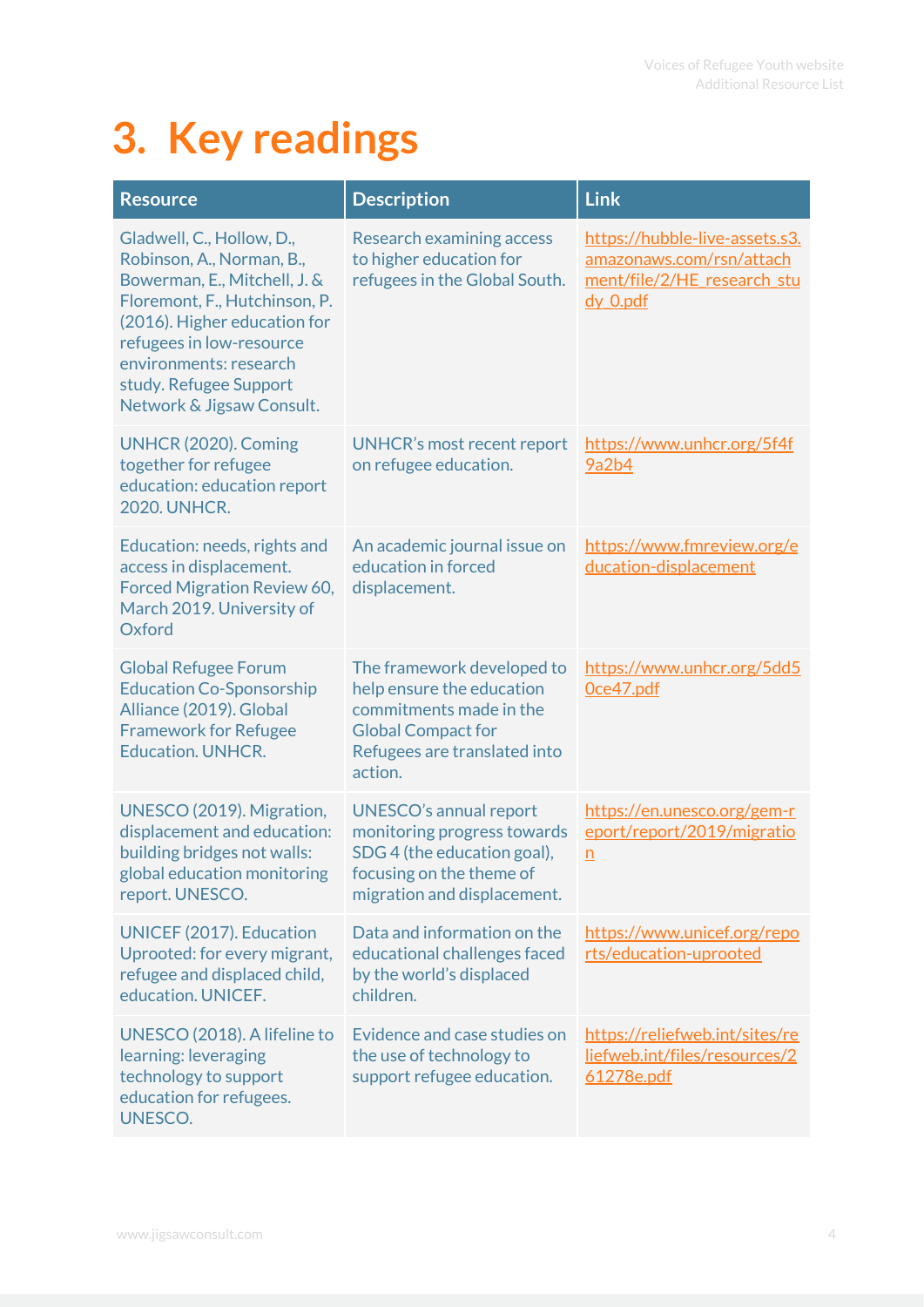# 3. Key readings

| Resource | Description | Link |
|---|---|---|
| Gladwell, C., Hollow, D., Robinson, A., Norman, B., Bowerman, E., Mitchell, J. & Floremont, F., Hutchinson, P. (2016). Higher education for refugees in low-resource environments: research study. Refugee Support Network & Jigsaw Consult. | Research examining access to higher education for refugees in the Global South. | https://hubble-live-assets.s3.amazonaws.com/rsn/attachment/file/2/HE_research_study_0.pdf |
| UNHCR (2020). Coming together for refugee education: education report 2020. UNHCR. | UNHCR's most recent report on refugee education. | https://www.unhcr.org/5f4f9a2b4 |
| Education: needs, rights and access in displacement. Forced Migration Review 60, March 2019. University of Oxford | An academic journal issue on education in forced displacement. | https://www.fmreview.org/education-displacement |
| Global Refugee Forum Education Co-Sponsorship Alliance (2019). Global Framework for Refugee Education. UNHCR. | The framework developed to help ensure the education commitments made in the Global Compact for Refugees are translated into action. | https://www.unhcr.org/5dd50ce47.pdf |
| UNESCO (2019). Migration, displacement and education: building bridges not walls: global education monitoring report. UNESCO. | UNESCO's annual report monitoring progress towards SDG 4 (the education goal), focusing on the theme of migration and displacement. | https://en.unesco.org/gem-report/report/2019/migration |
| UNICEF (2017). Education Uprooted: for every migrant, refugee and displaced child, education. UNICEF. | Data and information on the educational challenges faced by the world's displaced children. | https://www.unicef.org/reports/education-uprooted |
| UNESCO (2018). A lifeline to learning: leveraging technology to support education for refugees. UNESCO. | Evidence and case studies on the use of technology to support refugee education. | https://reliefweb.int/sites/reliefweb.int/files/resources/261278e.pdf |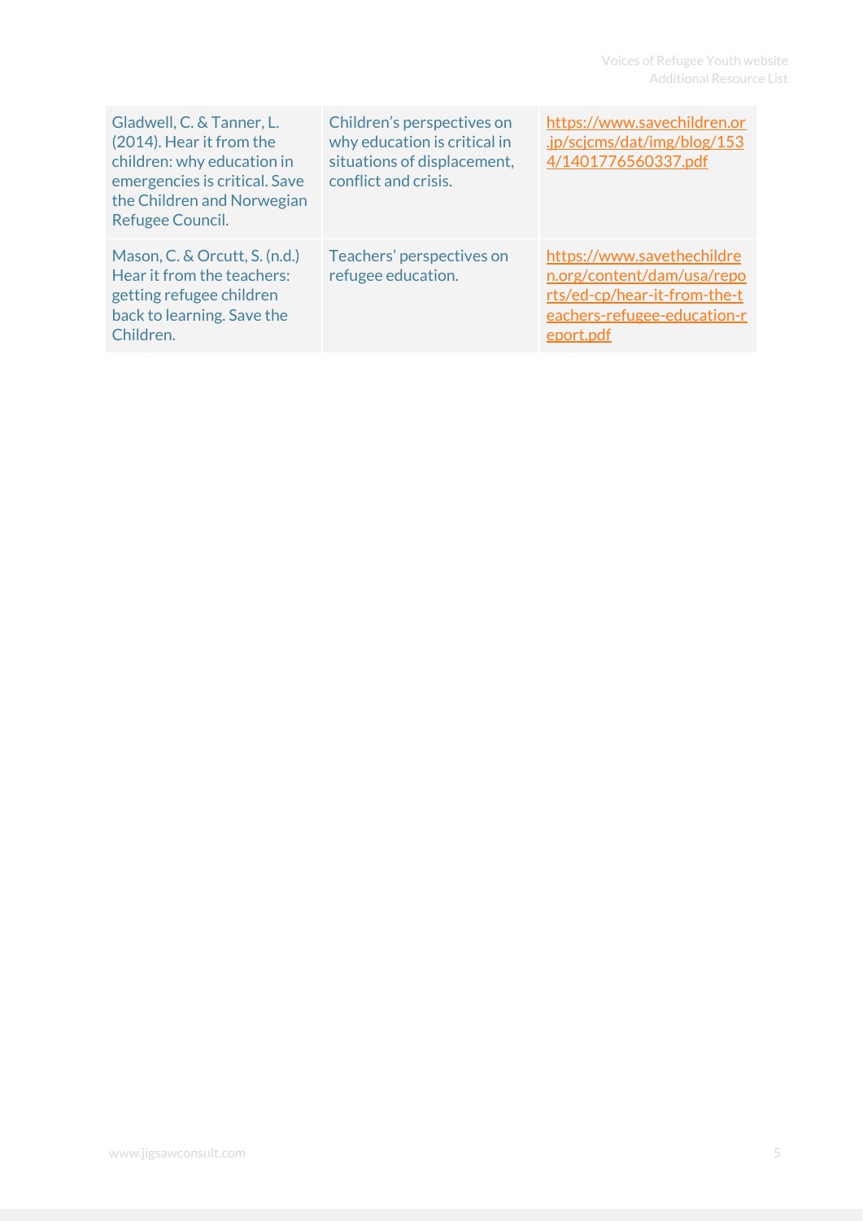| | | |
|---|---|---|
| Gladwell, C. & Tanner, L. (2014). Hear it from the children: why education in emergencies is critical. Save the Children and Norwegian Refugee Council. | Children's perspectives on why education is critical in situations of displacement, conflict and crisis. | https://www.savechildren.or.jp/scjcms/dat/img/blog/1534/1401776560337.pdf |
| Mason, C. & Orcutt, S. (n.d.) Hear it from the teachers: getting refugee children back to learning. Save the Children. | Teachers' perspectives on refugee education. | https://www.savethechildren.org/content/dam/usa/reports/ed-cp/hear-it-from-the-teachers-refugee-education-report.pdf |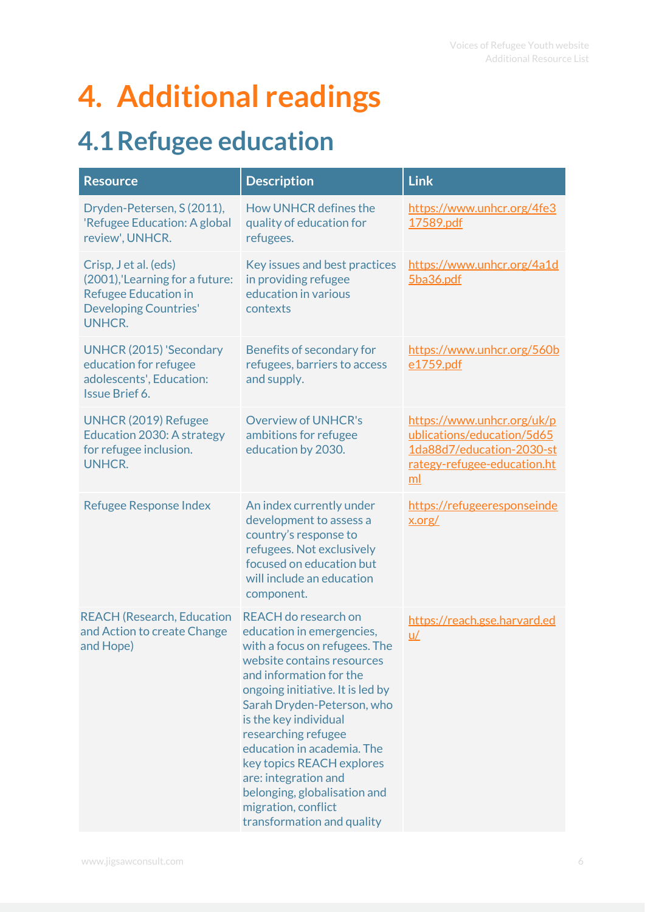# 4. Additional readings

## 4.1 Refugee education

| Resource | Description | Link |
|---|---|---|
| Dryden-Petersen, S (2011), 'Refugee Education: A global review', UNHCR. | How UNHCR defines the quality of education for refugees. | https://www.unhcr.org/4fe317589.pdf |
| Crisp, J et al. (eds) (2001),'Learning for a future: Refugee Education in Developing Countries' UNHCR. | Key issues and best practices in providing refugee education in various contexts | https://www.unhcr.org/4a1d5ba36.pdf |
| UNHCR (2015) 'Secondary education for refugee adolescents', Education: Issue Brief 6. | Benefits of secondary for refugees, barriers to access and supply. | https://www.unhcr.org/560be1759.pdf |
| UNHCR (2019) Refugee Education 2030: A strategy for refugee inclusion. UNHCR. | Overview of UNHCR's ambitions for refugee education by 2030. | https://www.unhcr.org/uk/publications/education/5d651da88d7/education-2030-strategy-refugee-education.html |
| Refugee Response Index | An index currently under development to assess a country's response to refugees. Not exclusively focused on education but will include an education component. | https://refugeeresponseindex.org/ |
| REACH (Research, Education and Action to create Change and Hope) | REACH do research on education in emergencies, with a focus on refugees. The website contains resources and information for the ongoing initiative. It is led by Sarah Dryden-Peterson, who is the key individual researching refugee education in academia. The key topics REACH explores are: integration and belonging, globalisation and migration, conflict transformation and quality | https://reach.gse.harvard.edu/ |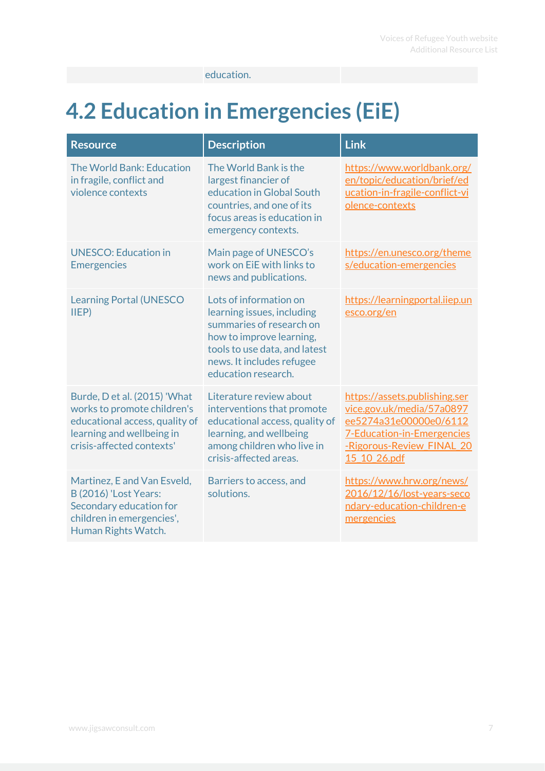| | education. | |
|---|---|---|

## 4.2 Education in Emergencies (EiE)

| Resource | Description | Link |
|---|---|---|
| The World Bank: Education in fragile, conflict and violence contexts | The World Bank is the largest financier of education in Global South countries, and one of its focus areas is education in emergency contexts. | https://www.worldbank.org/en/topic/education/brief/education-in-fragile-conflict-violence-contexts |
| UNESCO: Education in Emergencies | Main page of UNESCO's work on EiE with links to news and publications. | https://en.unesco.org/themes/education-emergencies |
| Learning Portal (UNESCO IIEP) | Lots of information on learning issues, including summaries of research on how to improve learning, tools to use data, and latest news. It includes refugee education research. | https://learningportal.iiep.unesco.org/en |
| Burde, D et al. (2015) 'What works to promote children's educational access, quality of learning and wellbeing in crisis-affected contexts' | Literature review about interventions that promote educational access, quality of learning, and wellbeing among children who live in crisis-affected areas. | https://assets.publishing.service.gov.uk/media/57a0897ee5274a31e00000e0/61127-Education-in-Emergencies-Rigorous-Review_FINAL_2015_10_26.pdf |
| Martinez, E and Van Esveld, B (2016) 'Lost Years: Secondary education for children in emergencies', Human Rights Watch. | Barriers to access, and solutions. | https://www.hrw.org/news/2016/12/16/lost-years-secondary-education-children-emergencies |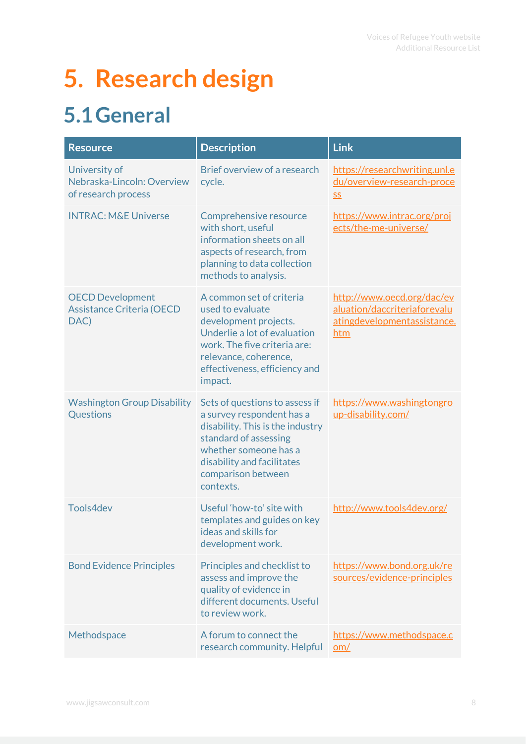# 5. Research design

## 5.1 General

| Resource | Description | Link |
|---|---|---|
| University of Nebraska-Lincoln: Overview of research process | Brief overview of a research cycle. | https://researchwriting.unl.edu/overview-research-process |
| INTRAC: M&E Universe | Comprehensive resource with short, useful information sheets on all aspects of research, from planning to data collection methods to analysis. | https://www.intrac.org/projects/the-me-universe/ |
| OECD Development Assistance Criteria (OECD DAC) | A common set of criteria used to evaluate development projects. Underlie a lot of evaluation work. The five criteria are: relevance, coherence, effectiveness, efficiency and impact. | http://www.oecd.org/dac/evaluation/daccriteriaforevaluatingdevelopmentassistance.htm |
| Washington Group Disability Questions | Sets of questions to assess if a survey respondent has a disability. This is the industry standard of assessing whether someone has a disability and facilitates comparison between contexts. | https://www.washingtongroup-disability.com/ |
| Tools4dev | Useful 'how-to' site with templates and guides on key ideas and skills for development work. | http://www.tools4dev.org/ |
| Bond Evidence Principles | Principles and checklist to assess and improve the quality of evidence in different documents. Useful to review work. | https://www.bond.org.uk/resources/evidence-principles |
| Methodspace | A forum to connect the research community. Helpful | https://www.methodspace.com/ |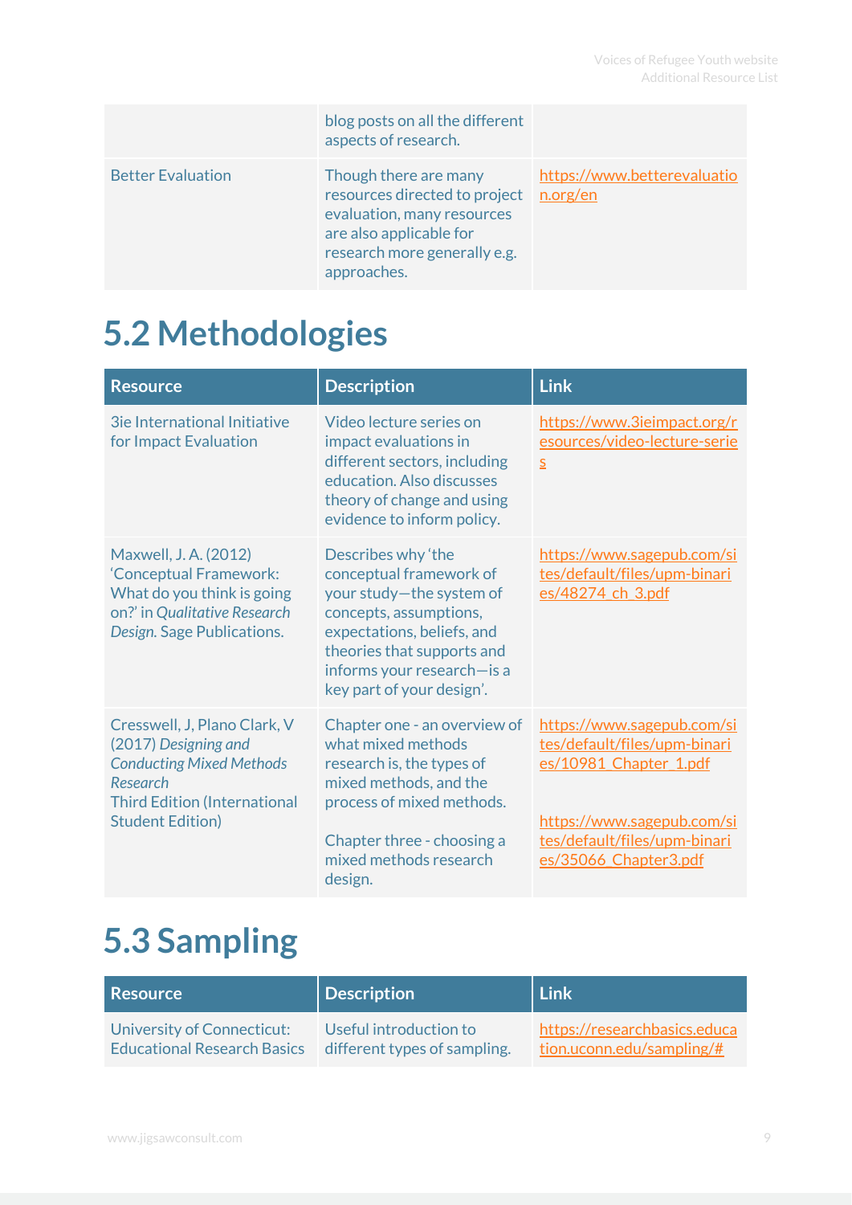| | | |
|---|---|---|
| | blog posts on all the different aspects of research. | |
| Better Evaluation | Though there are many resources directed to project evaluation, many resources are also applicable for research more generally e.g. approaches. | https://www.betterevaluation.org/en |

## 5.2 Methodologies

| Resource | Description | Link |
|---|---|---|
| 3ie International Initiative for Impact Evaluation | Video lecture series on impact evaluations in different sectors, including education. Also discusses theory of change and using evidence to inform policy. | https://www.3ieimpact.org/resources/video-lecture-series |
| Maxwell, J. A. (2012) 'Conceptual Framework: What do you think is going on?' in *Qualitative Research Design.* Sage Publications. | Describes why 'the conceptual framework of your study—the system of concepts, assumptions, expectations, beliefs, and theories that supports and informs your research—is a key part of your design'. | https://www.sagepub.com/sites/default/files/upm-binaries/48274_ch_3.pdf |
| Cresswell, J, Plano Clark, V (2017) *Designing and Conducting Mixed Methods Research* Third Edition (International Student Edition) | Chapter one - an overview of what mixed methods research is, the types of mixed methods, and the process of mixed methods.<br><br>Chapter three - choosing a mixed methods research design. | https://www.sagepub.com/sites/default/files/upm-binaries/10981_Chapter_1.pdf<br><br>https://www.sagepub.com/sites/default/files/upm-binaries/35066_Chapter3.pdf |

## 5.3 Sampling

| Resource | Description | Link |
|---|---|---|
| University of Connecticut: Educational Research Basics | Useful introduction to different types of sampling. | https://researchbasics.education.uconn.edu/sampling/# |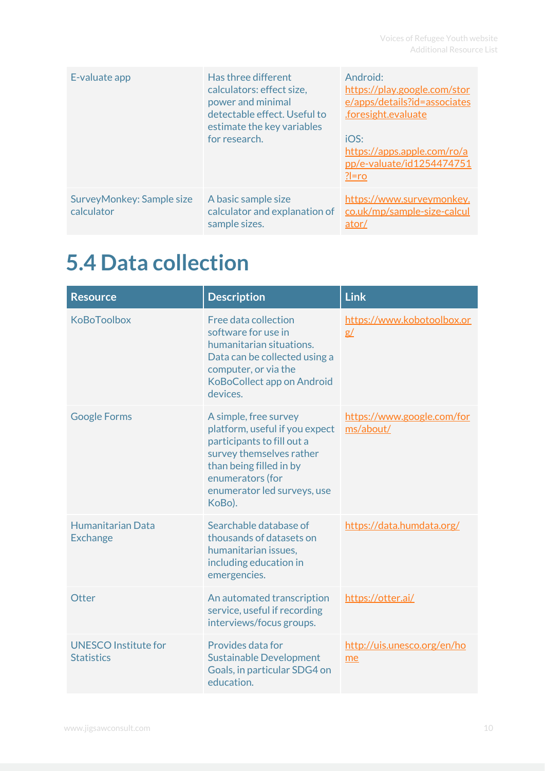| | | |
|---|---|---|
| E-valuate app | Has three different calculators: effect size, power and minimal detectable effect. Useful to estimate the key variables for research. | Android: https://play.google.com/store/apps/details?id=associates.foresight.evaluate<br><br>iOS: https://apps.apple.com/ro/app/e-valuate/id1254474751?l=ro |
| SurveyMonkey: Sample size calculator | A basic sample size calculator and explanation of sample sizes. | https://www.surveymonkey.co.uk/mp/sample-size-calculator/ |

# 5.4 Data collection

| Resource | Description | Link |
|---|---|---|
| KoBoToolbox | Free data collection software for use in humanitarian situations. Data can be collected using a computer, or via the KoBoCollect app on Android devices. | https://www.kobotoolbox.org/ |
| Google Forms | A simple, free survey platform, useful if you expect participants to fill out a survey themselves rather than being filled in by enumerators (for enumerator led surveys, use KoBo). | https://www.google.com/forms/about/ |
| Humanitarian Data Exchange | Searchable database of thousands of datasets on humanitarian issues, including education in emergencies. | https://data.humdata.org/ |
| Otter | An automated transcription service, useful if recording interviews/focus groups. | https://otter.ai/ |
| UNESCO Institute for Statistics | Provides data for Sustainable Development Goals, in particular SDG4 on education. | http://uis.unesco.org/en/home |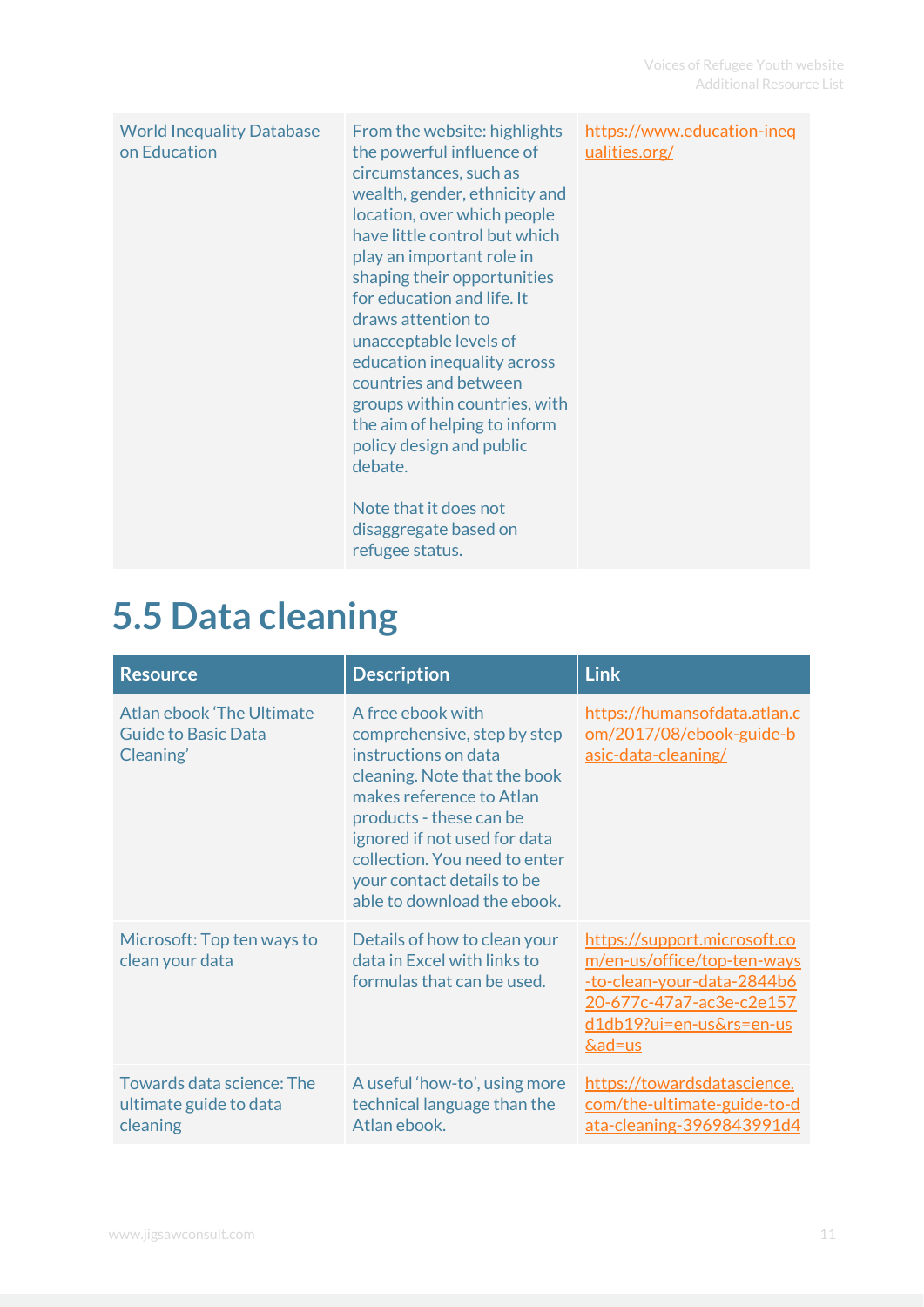| World Inequality Database on Education | From the website: highlights the powerful influence of circumstances, such as wealth, gender, ethnicity and location, over which people have little control but which play an important role in shaping their opportunities for education and life. It draws attention to unacceptable levels of education inequality across countries and between groups within countries, with the aim of helping to inform policy design and public debate.<br><br>Note that it does not disaggregate based on refugee status. | https://www.education-inequalities.org/ |
|---|---|---|

# 5.5 Data cleaning

| Resource | Description | Link |
|---|---|---|
| Atlan ebook 'The Ultimate Guide to Basic Data Cleaning' | A free ebook with comprehensive, step by step instructions on data cleaning. Note that the book makes reference to Atlan products - these can be ignored if not used for data collection. You need to enter your contact details to be able to download the ebook. | https://humansofdata.atlan.com/2017/08/ebook-guide-basic-data-cleaning/ |
| Microsoft: Top ten ways to clean your data | Details of how to clean your data in Excel with links to formulas that can be used. | https://support.microsoft.com/en-us/office/top-ten-ways-to-clean-your-data-2844b620-677c-47a7-ac3e-c2e157d1db19?ui=en-us&rs=en-us&ad=us |
| Towards data science: The ultimate guide to data cleaning | A useful 'how-to', using more technical language than the Atlan ebook. | https://towardsdatascience.com/the-ultimate-guide-to-data-cleaning-3969843991d4 |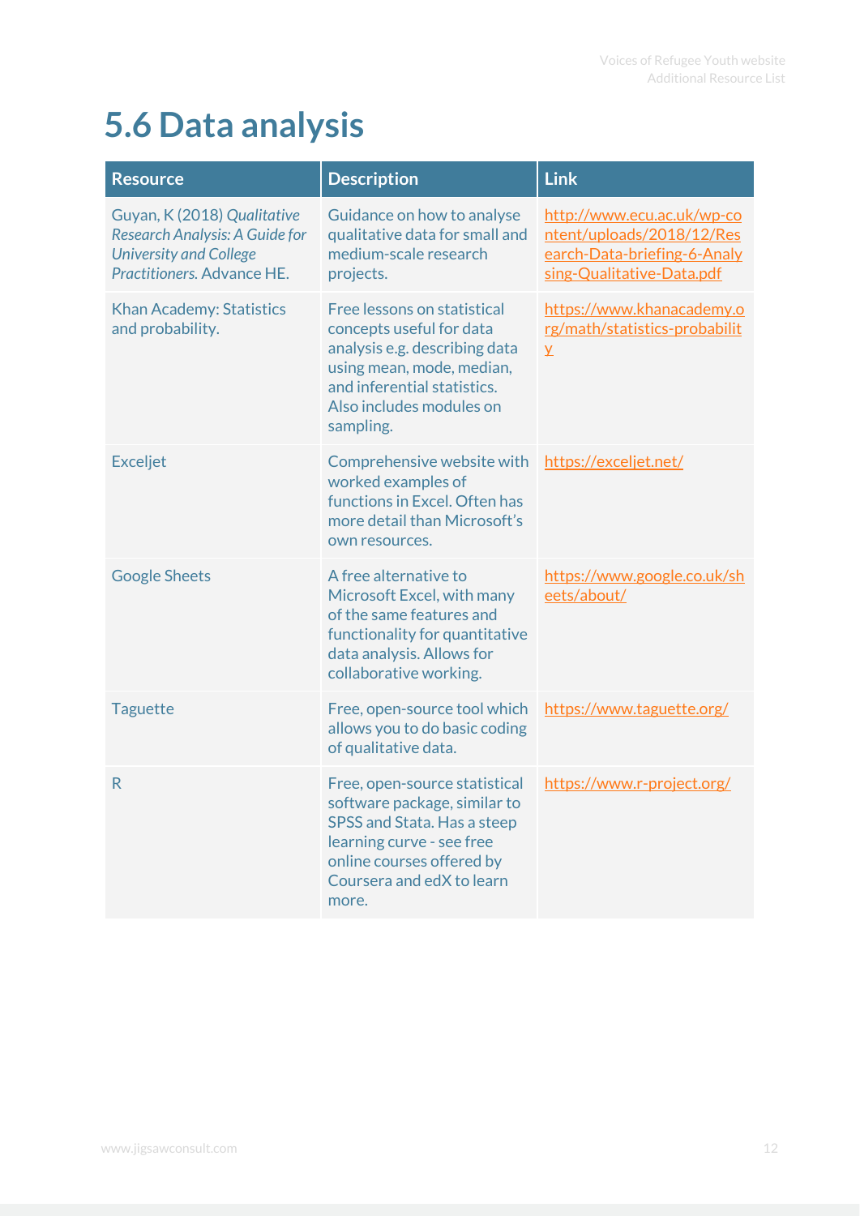# 5.6 Data analysis

| Resource | Description | Link |
| --- | --- | --- |
| Guyan, K (2018) *Qualitative Research Analysis: A Guide for University and College Practitioners.* Advance HE. | Guidance on how to analyse qualitative data for small and medium-scale research projects. | http://www.ecu.ac.uk/wp-content/uploads/2018/12/Research-Data-briefing-6-Analysing-Qualitative-Data.pdf |
| Khan Academy: Statistics and probability. | Free lessons on statistical concepts useful for data analysis e.g. describing data using mean, mode, median, and inferential statistics. Also includes modules on sampling. | https://www.khanacademy.org/math/statistics-probability |
| Exceljet | Comprehensive website with worked examples of functions in Excel. Often has more detail than Microsoft's own resources. | https://exceljet.net/ |
| Google Sheets | A free alternative to Microsoft Excel, with many of the same features and functionality for quantitative data analysis. Allows for collaborative working. | https://www.google.co.uk/sheets/about/ |
| Taguette | Free, open-source tool which allows you to do basic coding of qualitative data. | https://www.taguette.org/ |
| R | Free, open-source statistical software package, similar to SPSS and Stata. Has a steep learning curve - see free online courses offered by Coursera and edX to learn more. | https://www.r-project.org/ |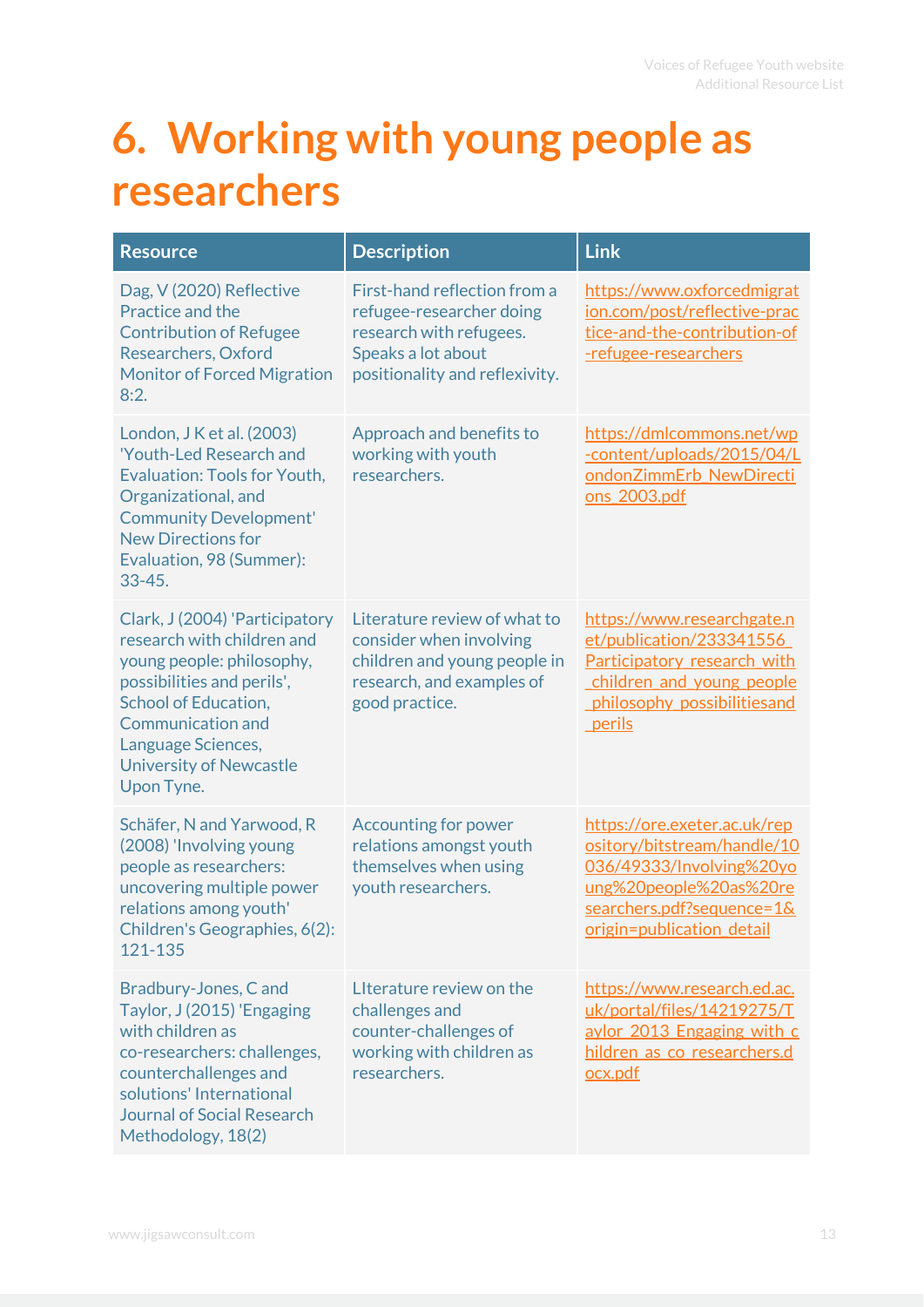# 6. Working with young people as researchers

| Resource | Description | Link |
|---|---|---|
| Dag, V (2020) Reflective Practice and the Contribution of Refugee Researchers, Oxford Monitor of Forced Migration 8:2. | First-hand reflection from a refugee-researcher doing research with refugees. Speaks a lot about positionality and reflexivity. | https://www.oxforcedmigration.com/post/reflective-practice-and-the-contribution-of-refugee-researchers |
| London, J K et al. (2003) 'Youth-Led Research and Evaluation: Tools for Youth, Organizational, and Community Development' New Directions for Evaluation, 98 (Summer): 33-45. | Approach and benefits to working with youth researchers. | https://dmlcommons.net/wp-content/uploads/2015/04/LondonZimmErb_NewDirections_2003.pdf |
| Clark, J (2004) 'Participatory research with children and young people: philosophy, possibilities and perils', School of Education, Communication and Language Sciences, University of Newcastle Upon Tyne. | Literature review of what to consider when involving children and young people in research, and examples of good practice. | https://www.researchgate.net/publication/233341556_Participatory_research_with_children_and_young_people_philosophy_possibilitiesand_perils |
| Schäfer, N and Yarwood, R (2008) 'Involving young people as researchers: uncovering multiple power relations among youth' Children's Geographies, 6(2): 121-135 | Accounting for power relations amongst youth themselves when using youth researchers. | https://ore.exeter.ac.uk/repository/bitstream/handle/10036/49333/Involving%20young%20people%20as%20researchers.pdf?sequence=1&origin=publication_detail |
| Bradbury-Jones, C and Taylor, J (2015) 'Engaging with children as co-researchers: challenges, counterchallenges and solutions' International Journal of Social Research Methodology, 18(2) | LIterature review on the challenges and counter-challenges of working with children as researchers. | https://www.research.ed.ac.uk/portal/files/14219275/Taylor_2013_Engaging_with_children_as_co_researchers.docx.pdf |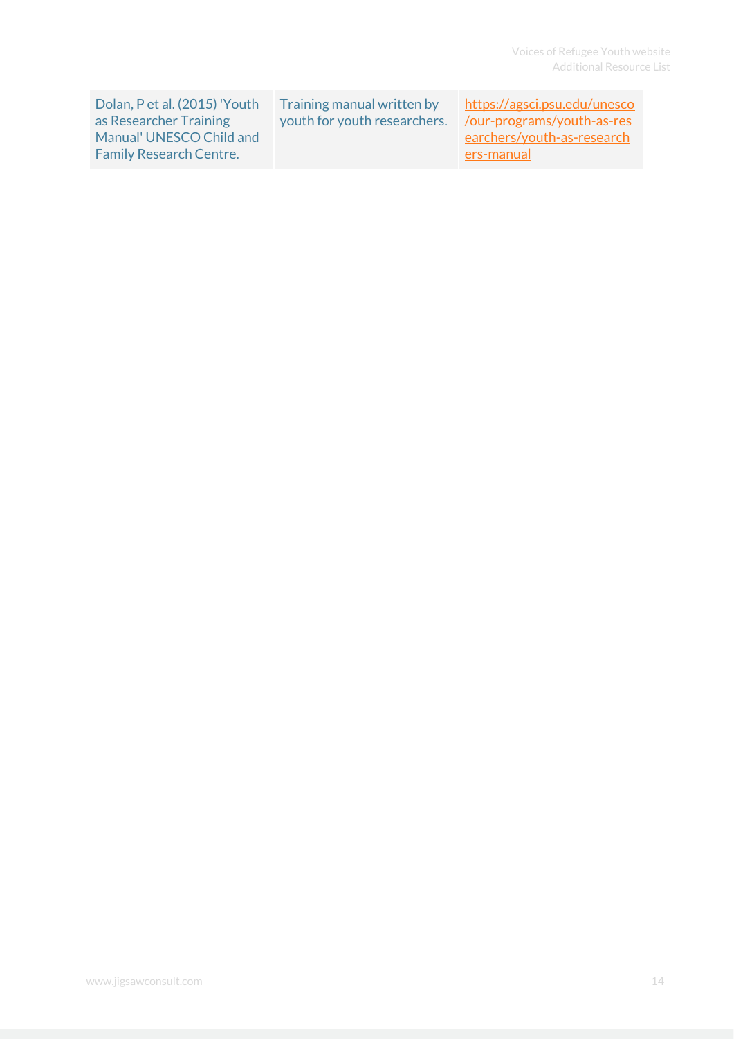| | | |
|---|---|---|
| Dolan, P et al. (2015) 'Youth as Researcher Training Manual' UNESCO Child and Family Research Centre. | Training manual written by youth for youth researchers. | https://agsci.psu.edu/unesco/our-programs/youth-as-researchers/youth-as-researchers-manual |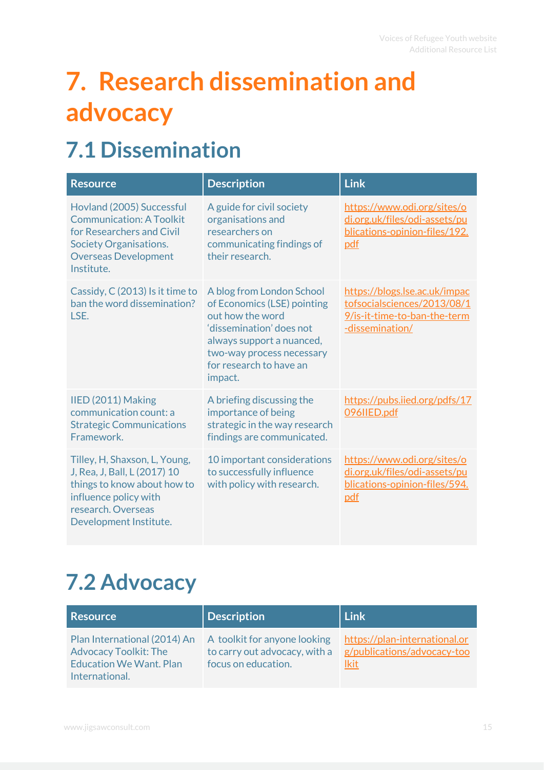# 7. Research dissemination and advocacy

## 7.1 Dissemination

| Resource | Description | Link |
|---|---|---|
| Hovland (2005) Successful Communication: A Toolkit for Researchers and Civil Society Organisations. Overseas Development Institute. | A guide for civil society organisations and researchers on communicating findings of their research. | https://www.odi.org/sites/odi.org.uk/files/odi-assets/publications-opinion-files/192.pdf |
| Cassidy, C (2013) Is it time to ban the word dissemination? LSE. | A blog from London School of Economics (LSE) pointing out how the word 'dissemination' does not always support a nuanced, two-way process necessary for research to have an impact. | https://blogs.lse.ac.uk/impactofsocialsciences/2013/08/19/is-it-time-to-ban-the-term-dissemination/ |
| IIED (2011) Making communication count: a Strategic Communications Framework. | A briefing discussing the importance of being strategic in the way research findings are communicated. | https://pubs.iied.org/pdfs/17096IIED.pdf |
| Tilley, H, Shaxson, L, Young, J, Rea, J, Ball, L (2017) 10 things to know about how to influence policy with research. Overseas Development Institute. | 10 important considerations to successfully influence with policy with research. | https://www.odi.org/sites/odi.org.uk/files/odi-assets/publications-opinion-files/594.pdf |

## 7.2 Advocacy

| Resource | Description | Link |
|---|---|---|
| Plan International (2014) An Advocacy Toolkit: The Education We Want. Plan International. | A toolkit for anyone looking to carry out advocacy, with a focus on education. | https://plan-international.org/publications/advocacy-toolkit |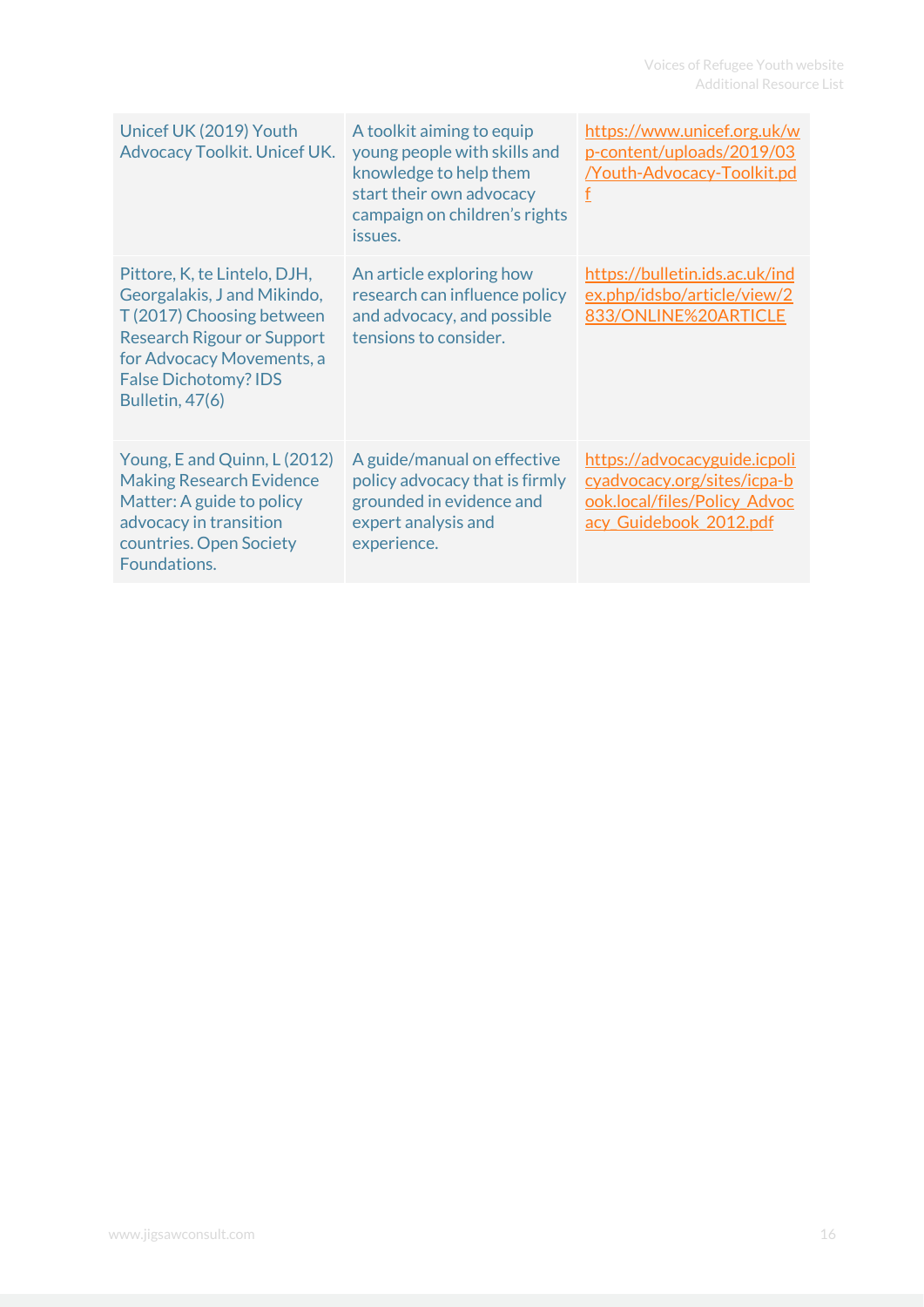| | | |
|---|---|---|
| Unicef UK (2019) Youth Advocacy Toolkit. Unicef UK. | A toolkit aiming to equip young people with skills and knowledge to help them start their own advocacy campaign on children's rights issues. | https://www.unicef.org.uk/wp-content/uploads/2019/03/Youth-Advocacy-Toolkit.pdf |
| Pittore, K, te Lintelo, DJH, Georgalakis, J and Mikindo, T (2017) Choosing between Research Rigour or Support for Advocacy Movements, a False Dichotomy? IDS Bulletin, 47(6) | An article exploring how research can influence policy and advocacy, and possible tensions to consider. | https://bulletin.ids.ac.uk/index.php/idsbo/article/view/2833/ONLINE%20ARTICLE |
| Young, E and Quinn, L (2012) Making Research Evidence Matter: A guide to policy advocacy in transition countries. Open Society Foundations. | A guide/manual on effective policy advocacy that is firmly grounded in evidence and expert analysis and experience. | https://advocacyguide.icpolicyadvocacy.org/sites/icpa-book.local/files/Policy_Advocacy_Guidebook_2012.pdf |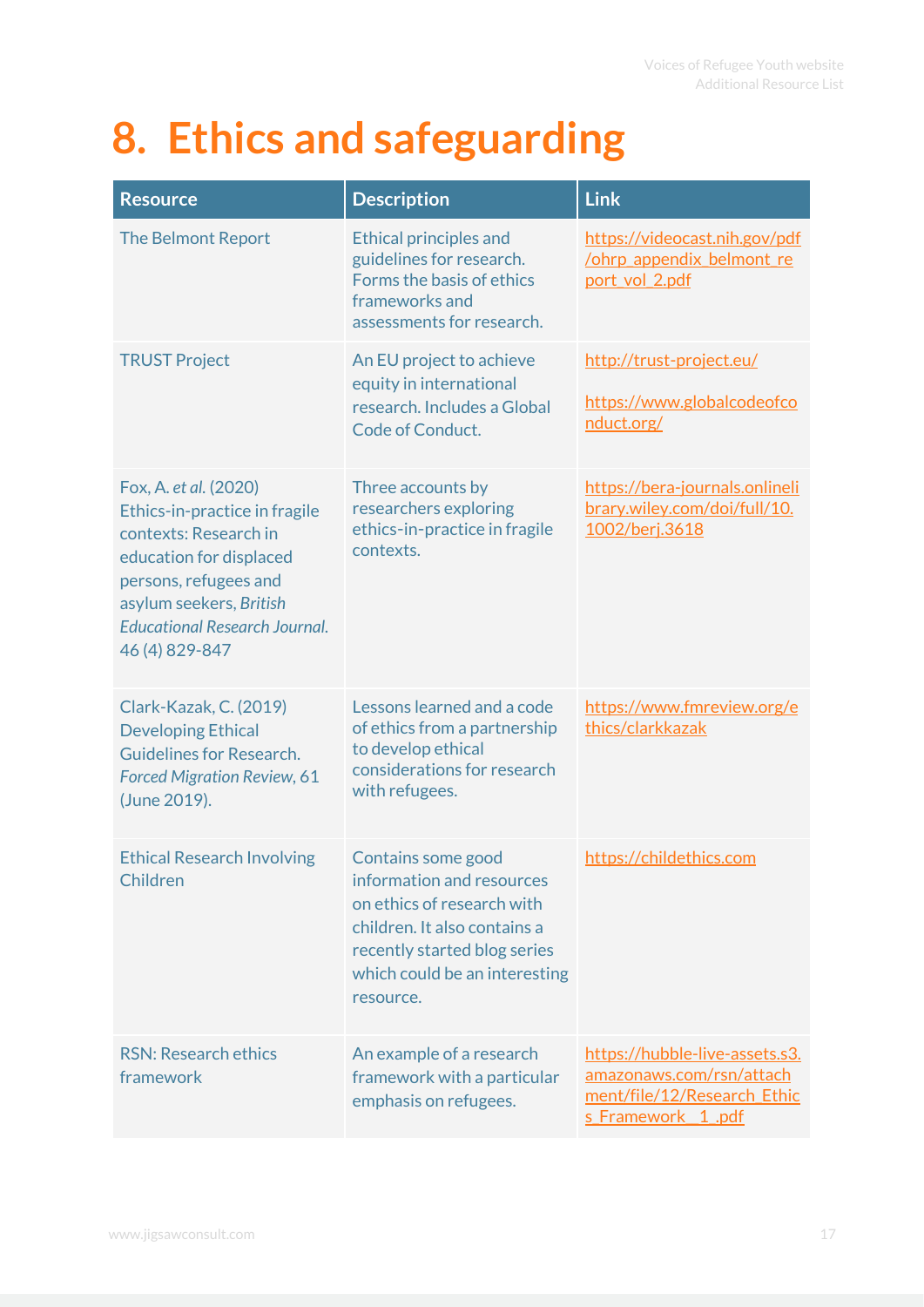# 8. Ethics and safeguarding

| Resource | Description | Link |
| --- | --- | --- |
| The Belmont Report | Ethical principles and guidelines for research. Forms the basis of ethics frameworks and assessments for research. | https://videocast.nih.gov/pdf/ohrp_appendix_belmont_report_vol_2.pdf |
| TRUST Project | An EU project to achieve equity in international research. Includes a Global Code of Conduct. | http://trust-project.eu/ <br> https://www.globalcodeofconduct.org/ |
| Fox, A. *et al.* (2020) Ethics-in-practice in fragile contexts: Research in education for displaced persons, refugees and asylum seekers, *British Educational Research Journal*. 46 (4) 829-847 | Three accounts by researchers exploring ethics-in-practice in fragile contexts. | https://bera-journals.onlinelibrary.wiley.com/doi/full/10.1002/berj.3618 |
| Clark-Kazak, C. (2019) Developing Ethical Guidelines for Research. *Forced Migration Review*, 61 (June 2019). | Lessons learned and a code of ethics from a partnership to develop ethical considerations for research with refugees. | https://www.fmreview.org/ethics/clarkkazak |
| Ethical Research Involving Children | Contains some good information and resources on ethics of research with children. It also contains a recently started blog series which could be an interesting resource. | https://childethics.com |
| RSN: Research ethics framework | An example of a research framework with a particular emphasis on refugees. | https://hubble-live-assets.s3.amazonaws.com/rsn/attachment/file/12/Research_Ethics_Framework__1_.pdf |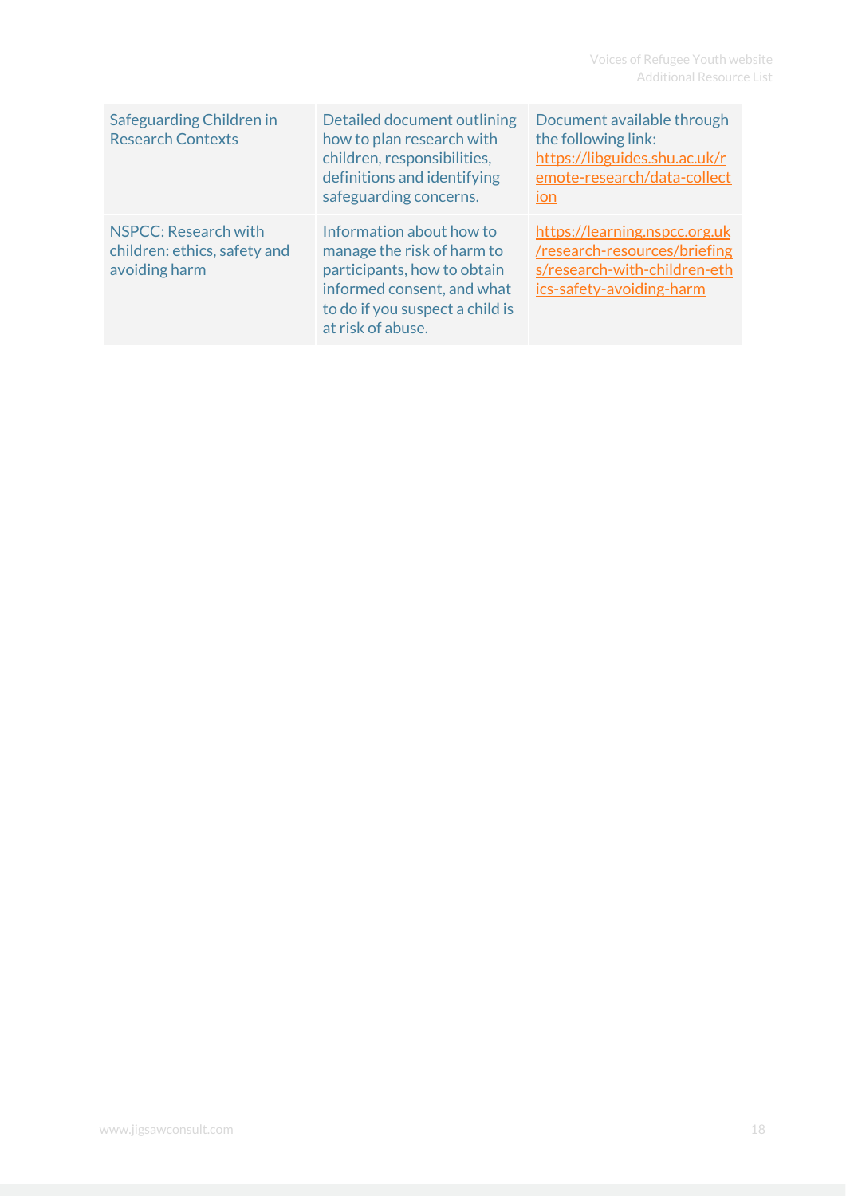| | | |
|---|---|---|
| Safeguarding Children in Research Contexts | Detailed document outlining how to plan research with children, responsibilities, definitions and identifying safeguarding concerns. | Document available through the following link: https://libguides.shu.ac.uk/remote-research/data-collection |
| NSPCC: Research with children: ethics, safety and avoiding harm | Information about how to manage the risk of harm to participants, how to obtain informed consent, and what to do if you suspect a child is at risk of abuse. | https://learning.nspcc.org.uk/research-resources/briefings/research-with-children-ethics-safety-avoiding-harm |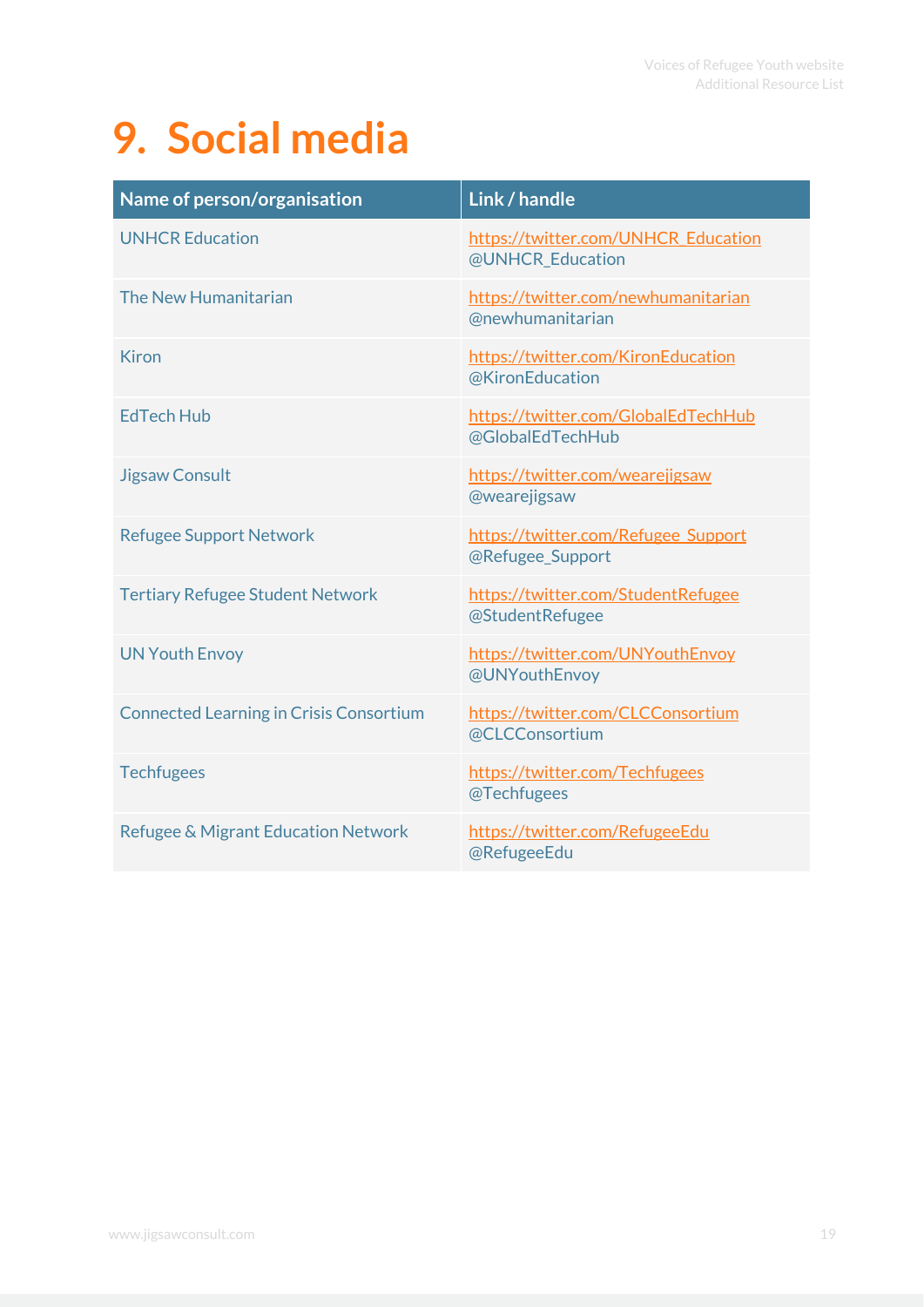# 9. Social media

| Name of person/organisation | Link / handle |
| --- | --- |
| UNHCR Education | https://twitter.com/UNHCR_Education @UNHCR_Education |
| The New Humanitarian | https://twitter.com/newhumanitarian @newhumanitarian |
| Kiron | https://twitter.com/KironEducation @KironEducation |
| EdTech Hub | https://twitter.com/GlobalEdTechHub @GlobalEdTechHub |
| Jigsaw Consult | https://twitter.com/wearejigsaw @wearejigsaw |
| Refugee Support Network | https://twitter.com/Refugee_Support @Refugee_Support |
| Tertiary Refugee Student Network | https://twitter.com/StudentRefugee @StudentRefugee |
| UN Youth Envoy | https://twitter.com/UNYouthEnvoy @UNYouthEnvoy |
| Connected Learning in Crisis Consortium | https://twitter.com/CLCConsortium @CLCConsortium |
| Techfugees | https://twitter.com/Techfugees @Techfugees |
| Refugee & Migrant Education Network | https://twitter.com/RefugeeEdu @RefugeeEdu |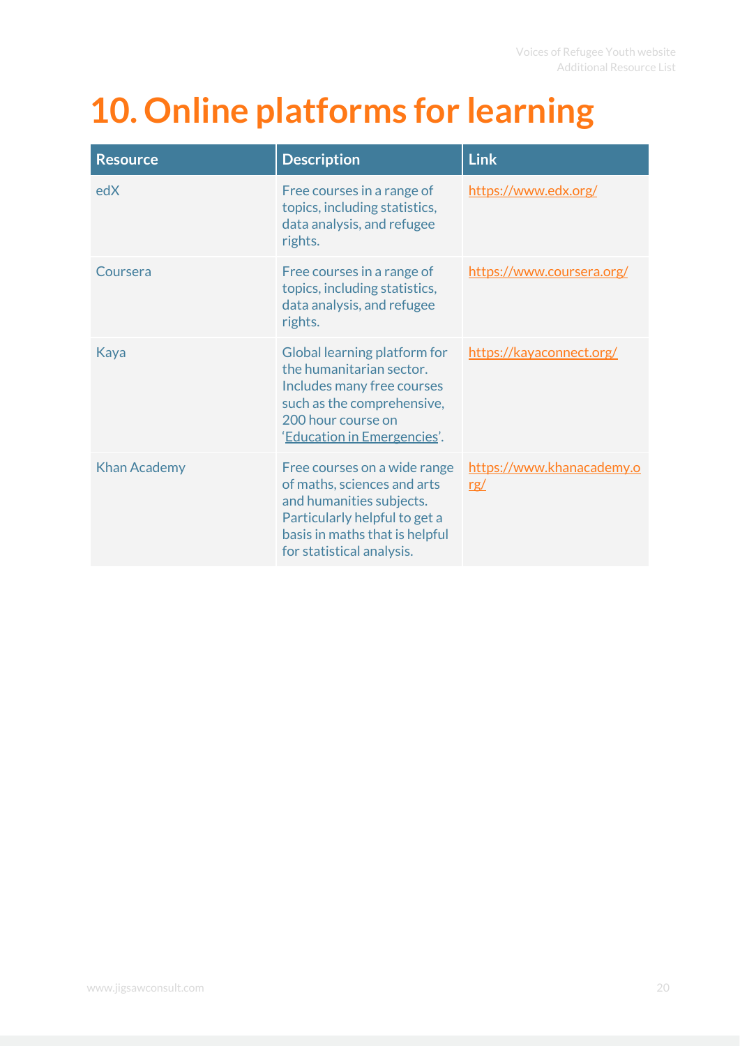# 10. Online platforms for learning

| Resource | Description | Link |
|---|---|---|
| edX | Free courses in a range of topics, including statistics, data analysis, and refugee rights. | https://www.edx.org/ |
| Coursera | Free courses in a range of topics, including statistics, data analysis, and refugee rights. | https://www.coursera.org/ |
| Kaya | Global learning platform for the humanitarian sector. Includes many free courses such as the comprehensive, 200 hour course on 'Education in Emergencies'. | https://kayaconnect.org/ |
| Khan Academy | Free courses on a wide range of maths, sciences and arts and humanities subjects. Particularly helpful to get a basis in maths that is helpful for statistical analysis. | https://www.khanacademy.org/ |